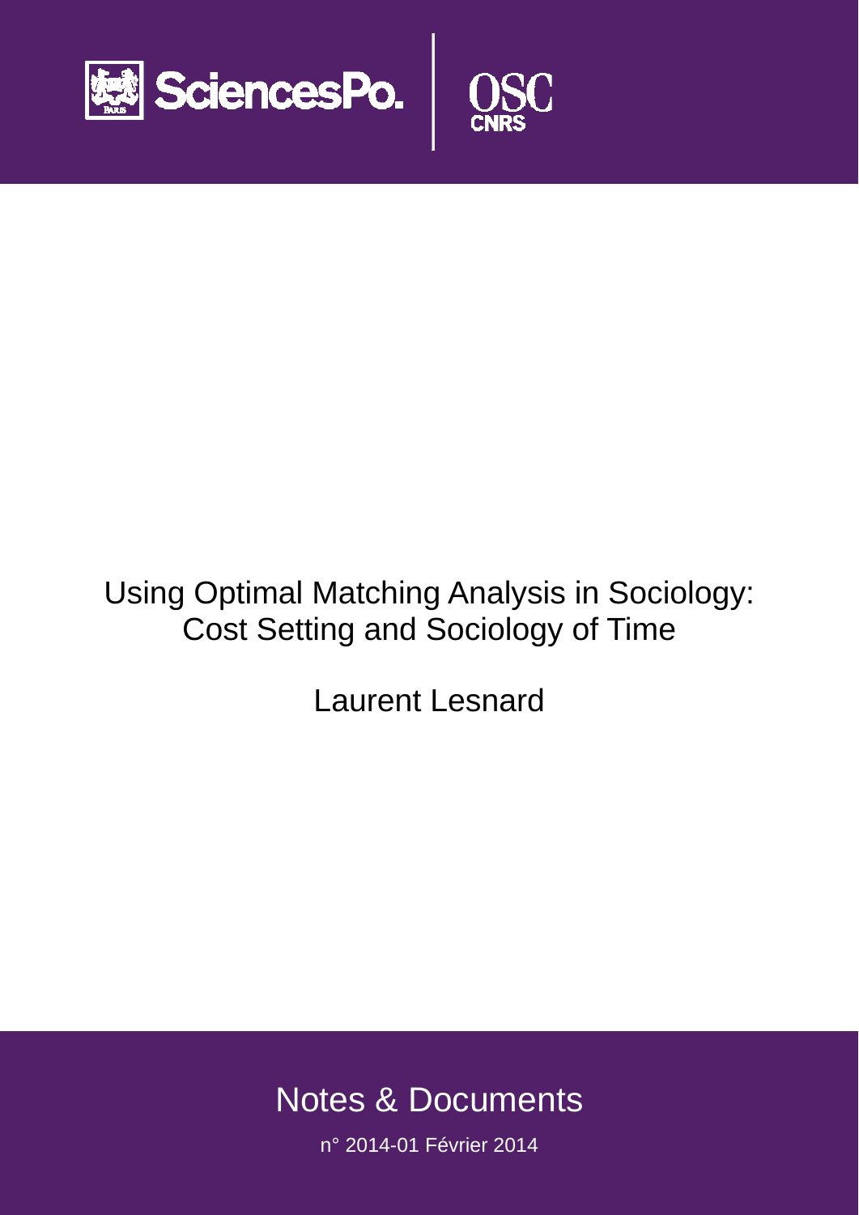SciencesPo. | OSC CNRS

# Using Optimal Matching Analysis in Sociology: Cost Setting and Sociology of Time

Laurent Lesnard

Notes & Documents

n° 2014-01 Février 2014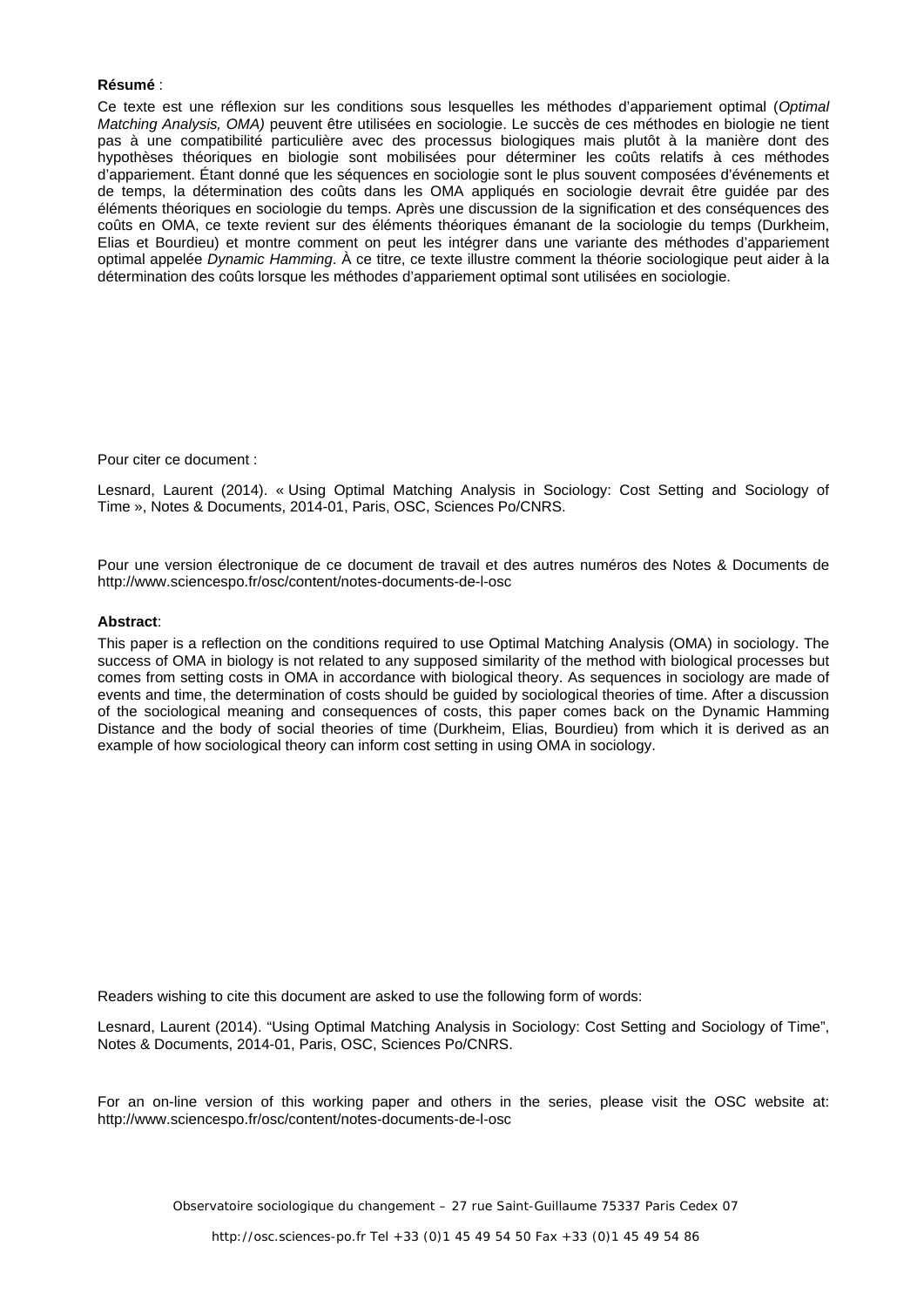**Résumé** :

Ce texte est une réflexion sur les conditions sous lesquelles les méthodes d'appariement optimal (*Optimal Matching Analysis, OMA)* peuvent être utilisées en sociologie. Le succès de ces méthodes en biologie ne tient pas à une compatibilité particulière avec des processus biologiques mais plutôt à la manière dont des hypothèses théoriques en biologie sont mobilisées pour déterminer les coûts relatifs à ces méthodes d'appariement. Étant donné que les séquences en sociologie sont le plus souvent composées d'événements et de temps, la détermination des coûts dans les OMA appliqués en sociologie devrait être guidée par des éléments théoriques en sociologie du temps. Après une discussion de la signification et des conséquences des coûts en OMA, ce texte revient sur des éléments théoriques émanant de la sociologie du temps (Durkheim, Elias et Bourdieu) et montre comment on peut les intégrer dans une variante des méthodes d'appariement optimal appelée *Dynamic Hamming*. À ce titre, ce texte illustre comment la théorie sociologique peut aider à la détermination des coûts lorsque les méthodes d'appariement optimal sont utilisées en sociologie.

Pour citer ce document :

Lesnard, Laurent (2014). « Using Optimal Matching Analysis in Sociology: Cost Setting and Sociology of Time », Notes & Documents, 2014-01, Paris, OSC, Sciences Po/CNRS.

Pour une version électronique de ce document de travail et des autres numéros des Notes & Documents de http://www.sciencespo.fr/osc/content/notes-documents-de-l-osc

**Abstract**:

This paper is a reflection on the conditions required to use Optimal Matching Analysis (OMA) in sociology. The success of OMA in biology is not related to any supposed similarity of the method with biological processes but comes from setting costs in OMA in accordance with biological theory. As sequences in sociology are made of events and time, the determination of costs should be guided by sociological theories of time. After a discussion of the sociological meaning and consequences of costs, this paper comes back on the Dynamic Hamming Distance and the body of social theories of time (Durkheim, Elias, Bourdieu) from which it is derived as an example of how sociological theory can inform cost setting in using OMA in sociology.

Readers wishing to cite this document are asked to use the following form of words:

Lesnard, Laurent (2014). "Using Optimal Matching Analysis in Sociology: Cost Setting and Sociology of Time", Notes & Documents, 2014-01, Paris, OSC, Sciences Po/CNRS.

For an on-line version of this working paper and others in the series, please visit the OSC website at: http://www.sciencespo.fr/osc/content/notes-documents-de-l-osc

Observatoire sociologique du changement – 27 rue Saint-Guillaume 75337 Paris Cedex 07

http://osc.sciences-po.fr Tel +33 (0)1 45 49 54 50 Fax +33 (0)1 45 49 54 86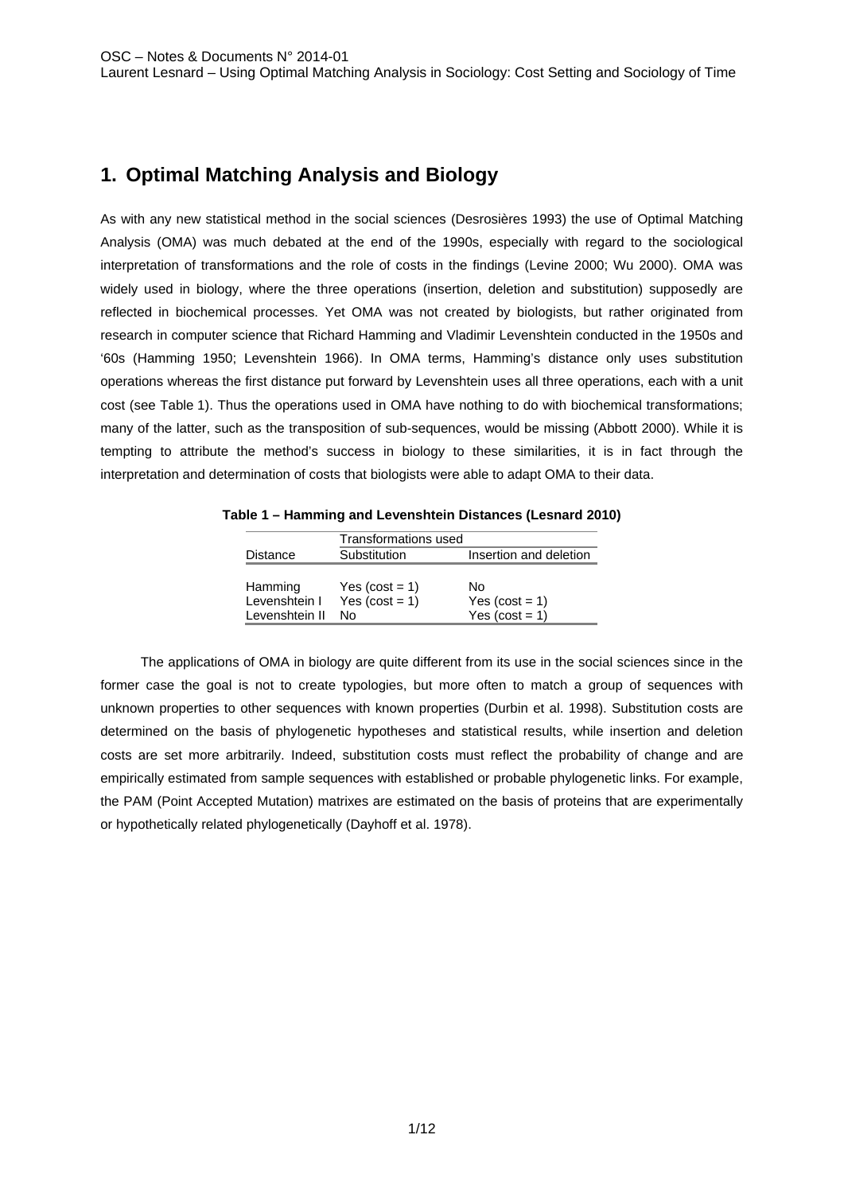# 1. Optimal Matching Analysis and Biology

As with any new statistical method in the social sciences (Desrosières 1993) the use of Optimal Matching Analysis (OMA) was much debated at the end of the 1990s, especially with regard to the sociological interpretation of transformations and the role of costs in the findings (Levine 2000; Wu 2000). OMA was widely used in biology, where the three operations (insertion, deletion and substitution) supposedly are reflected in biochemical processes. Yet OMA was not created by biologists, but rather originated from research in computer science that Richard Hamming and Vladimir Levenshtein conducted in the 1950s and '60s (Hamming 1950; Levenshtein 1966). In OMA terms, Hamming's distance only uses substitution operations whereas the first distance put forward by Levenshtein uses all three operations, each with a unit cost (see Table 1). Thus the operations used in OMA have nothing to do with biochemical transformations; many of the latter, such as the transposition of sub-sequences, would be missing (Abbott 2000). While it is tempting to attribute the method's success in biology to these similarities, it is in fact through the interpretation and determination of costs that biologists were able to adapt OMA to their data.

**Table 1 – Hamming and Levenshtein Distances (Lesnard 2010)**

| | Transformations used | |
|---|---|---|
| Distance | Substitution | Insertion and deletion |
| Hamming | Yes (cost = 1) | No |
| Levenshtein I | Yes (cost = 1) | Yes (cost = 1) |
| Levenshtein II | No | Yes (cost = 1) |

The applications of OMA in biology are quite different from its use in the social sciences since in the former case the goal is not to create typologies, but more often to match a group of sequences with unknown properties to other sequences with known properties (Durbin et al. 1998). Substitution costs are determined on the basis of phylogenetic hypotheses and statistical results, while insertion and deletion costs are set more arbitrarily. Indeed, substitution costs must reflect the probability of change and are empirically estimated from sample sequences with established or probable phylogenetic links. For example, the PAM (Point Accepted Mutation) matrixes are estimated on the basis of proteins that are experimentally or hypothetically related phylogenetically (Dayhoff et al. 1978).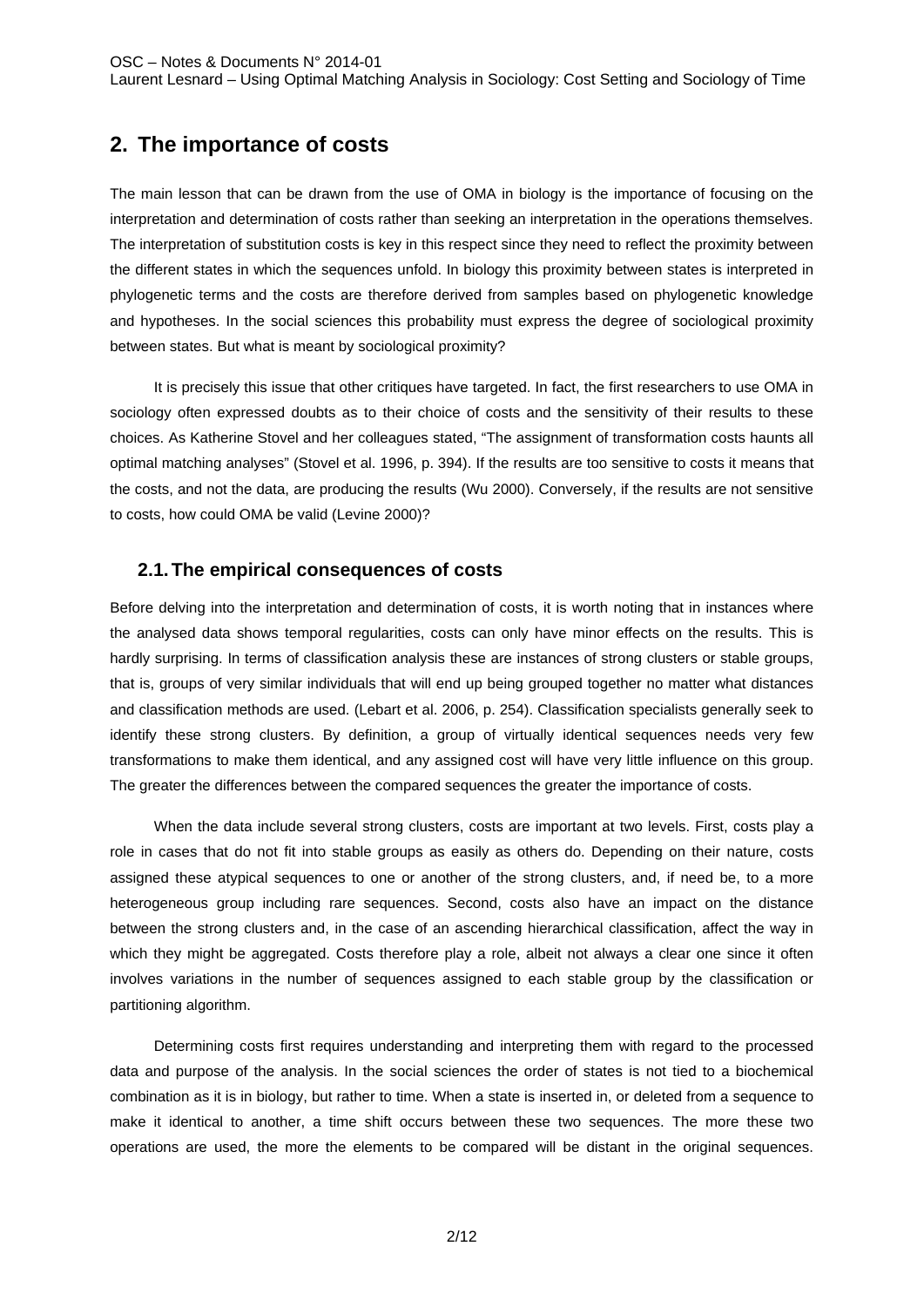## 2. The importance of costs

The main lesson that can be drawn from the use of OMA in biology is the importance of focusing on the interpretation and determination of costs rather than seeking an interpretation in the operations themselves. The interpretation of substitution costs is key in this respect since they need to reflect the proximity between the different states in which the sequences unfold. In biology this proximity between states is interpreted in phylogenetic terms and the costs are therefore derived from samples based on phylogenetic knowledge and hypotheses. In the social sciences this probability must express the degree of sociological proximity between states. But what is meant by sociological proximity?

It is precisely this issue that other critiques have targeted. In fact, the first researchers to use OMA in sociology often expressed doubts as to their choice of costs and the sensitivity of their results to these choices. As Katherine Stovel and her colleagues stated, "The assignment of transformation costs haunts all optimal matching analyses" (Stovel et al. 1996, p. 394). If the results are too sensitive to costs it means that the costs, and not the data, are producing the results (Wu 2000). Conversely, if the results are not sensitive to costs, how could OMA be valid (Levine 2000)?

### 2.1. The empirical consequences of costs

Before delving into the interpretation and determination of costs, it is worth noting that in instances where the analysed data shows temporal regularities, costs can only have minor effects on the results. This is hardly surprising. In terms of classification analysis these are instances of strong clusters or stable groups, that is, groups of very similar individuals that will end up being grouped together no matter what distances and classification methods are used. (Lebart et al. 2006, p. 254). Classification specialists generally seek to identify these strong clusters. By definition, a group of virtually identical sequences needs very few transformations to make them identical, and any assigned cost will have very little influence on this group. The greater the differences between the compared sequences the greater the importance of costs.

When the data include several strong clusters, costs are important at two levels. First, costs play a role in cases that do not fit into stable groups as easily as others do. Depending on their nature, costs assigned these atypical sequences to one or another of the strong clusters, and, if need be, to a more heterogeneous group including rare sequences. Second, costs also have an impact on the distance between the strong clusters and, in the case of an ascending hierarchical classification, affect the way in which they might be aggregated. Costs therefore play a role, albeit not always a clear one since it often involves variations in the number of sequences assigned to each stable group by the classification or partitioning algorithm.

Determining costs first requires understanding and interpreting them with regard to the processed data and purpose of the analysis. In the social sciences the order of states is not tied to a biochemical combination as it is in biology, but rather to time. When a state is inserted in, or deleted from a sequence to make it identical to another, a time shift occurs between these two sequences. The more these two operations are used, the more the elements to be compared will be distant in the original sequences.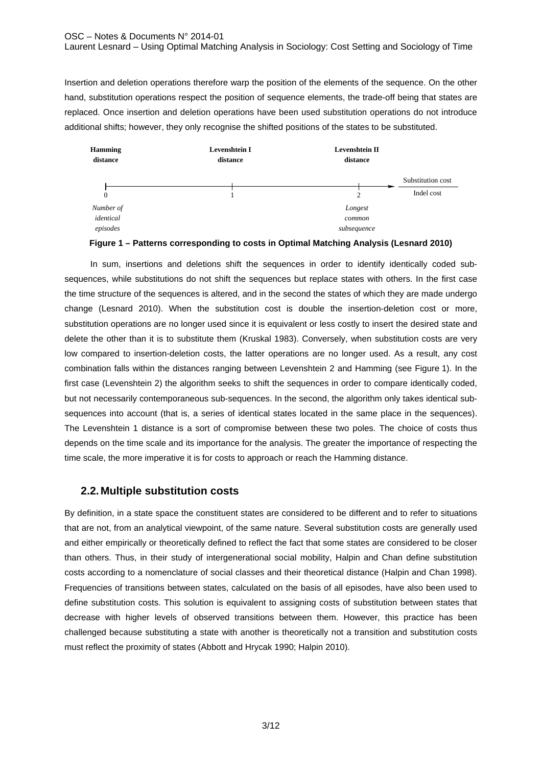Insertion and deletion operations therefore warp the position of the elements of the sequence. On the other hand, substitution operations respect the position of sequence elements, the trade-off being that states are replaced. Once insertion and deletion operations have been used substitution operations do not introduce additional shifts; however, they only recognise the shifted positions of the states to be substituted.

| **Hamming distance** | **Levenshtein I distance** | **Levenshtein II distance** | Substitution cost / Indel cost |
|---|---|---|---|
| 0 | 1 | 2 | |
| *Number of identical episodes* | | *Longest common subsequence* | |

**Figure 1 – Patterns corresponding to costs in Optimal Matching Analysis (Lesnard 2010)**

In sum, insertions and deletions shift the sequences in order to identify identically coded sub-sequences, while substitutions do not shift the sequences but replace states with others. In the first case the time structure of the sequences is altered, and in the second the states of which they are made undergo change (Lesnard 2010). When the substitution cost is double the insertion-deletion cost or more, substitution operations are no longer used since it is equivalent or less costly to insert the desired state and delete the other than it is to substitute them (Kruskal 1983). Conversely, when substitution costs are very low compared to insertion-deletion costs, the latter operations are no longer used. As a result, any cost combination falls within the distances ranging between Levenshtein 2 and Hamming (see Figure 1). In the first case (Levenshtein 2) the algorithm seeks to shift the sequences in order to compare identically coded, but not necessarily contemporaneous sub-sequences. In the second, the algorithm only takes identical sub-sequences into account (that is, a series of identical states located in the same place in the sequences). The Levenshtein 1 distance is a sort of compromise between these two poles. The choice of costs thus depends on the time scale and its importance for the analysis. The greater the importance of respecting the time scale, the more imperative it is for costs to approach or reach the Hamming distance.

## 2.2. Multiple substitution costs

By definition, in a state space the constituent states are considered to be different and to refer to situations that are not, from an analytical viewpoint, of the same nature. Several substitution costs are generally used and either empirically or theoretically defined to reflect the fact that some states are considered to be closer than others. Thus, in their study of intergenerational social mobility, Halpin and Chan define substitution costs according to a nomenclature of social classes and their theoretical distance (Halpin and Chan 1998). Frequencies of transitions between states, calculated on the basis of all episodes, have also been used to define substitution costs. This solution is equivalent to assigning costs of substitution between states that decrease with higher levels of observed transitions between them. However, this practice has been challenged because substituting a state with another is theoretically not a transition and substitution costs must reflect the proximity of states (Abbott and Hrycak 1990; Halpin 2010).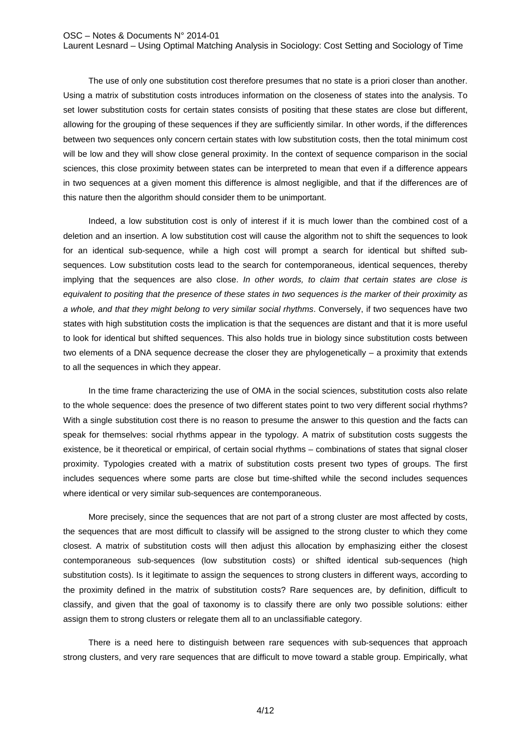The use of only one substitution cost therefore presumes that no state is a priori closer than another. Using a matrix of substitution costs introduces information on the closeness of states into the analysis. To set lower substitution costs for certain states consists of positing that these states are close but different, allowing for the grouping of these sequences if they are sufficiently similar. In other words, if the differences between two sequences only concern certain states with low substitution costs, then the total minimum cost will be low and they will show close general proximity. In the context of sequence comparison in the social sciences, this close proximity between states can be interpreted to mean that even if a difference appears in two sequences at a given moment this difference is almost negligible, and that if the differences are of this nature then the algorithm should consider them to be unimportant.

Indeed, a low substitution cost is only of interest if it is much lower than the combined cost of a deletion and an insertion. A low substitution cost will cause the algorithm not to shift the sequences to look for an identical sub-sequence, while a high cost will prompt a search for identical but shifted sub-sequences. Low substitution costs lead to the search for contemporaneous, identical sequences, thereby implying that the sequences are also close. *In other words, to claim that certain states are close is equivalent to positing that the presence of these states in two sequences is the marker of their proximity as a whole, and that they might belong to very similar social rhythms*. Conversely, if two sequences have two states with high substitution costs the implication is that the sequences are distant and that it is more useful to look for identical but shifted sequences. This also holds true in biology since substitution costs between two elements of a DNA sequence decrease the closer they are phylogenetically – a proximity that extends to all the sequences in which they appear.

In the time frame characterizing the use of OMA in the social sciences, substitution costs also relate to the whole sequence: does the presence of two different states point to two very different social rhythms? With a single substitution cost there is no reason to presume the answer to this question and the facts can speak for themselves: social rhythms appear in the typology. A matrix of substitution costs suggests the existence, be it theoretical or empirical, of certain social rhythms – combinations of states that signal closer proximity. Typologies created with a matrix of substitution costs present two types of groups. The first includes sequences where some parts are close but time-shifted while the second includes sequences where identical or very similar sub-sequences are contemporaneous.

More precisely, since the sequences that are not part of a strong cluster are most affected by costs, the sequences that are most difficult to classify will be assigned to the strong cluster to which they come closest. A matrix of substitution costs will then adjust this allocation by emphasizing either the closest contemporaneous sub-sequences (low substitution costs) or shifted identical sub-sequences (high substitution costs). Is it legitimate to assign the sequences to strong clusters in different ways, according to the proximity defined in the matrix of substitution costs? Rare sequences are, by definition, difficult to classify, and given that the goal of taxonomy is to classify there are only two possible solutions: either assign them to strong clusters or relegate them all to an unclassifiable category.

There is a need here to distinguish between rare sequences with sub-sequences that approach strong clusters, and very rare sequences that are difficult to move toward a stable group. Empirically, what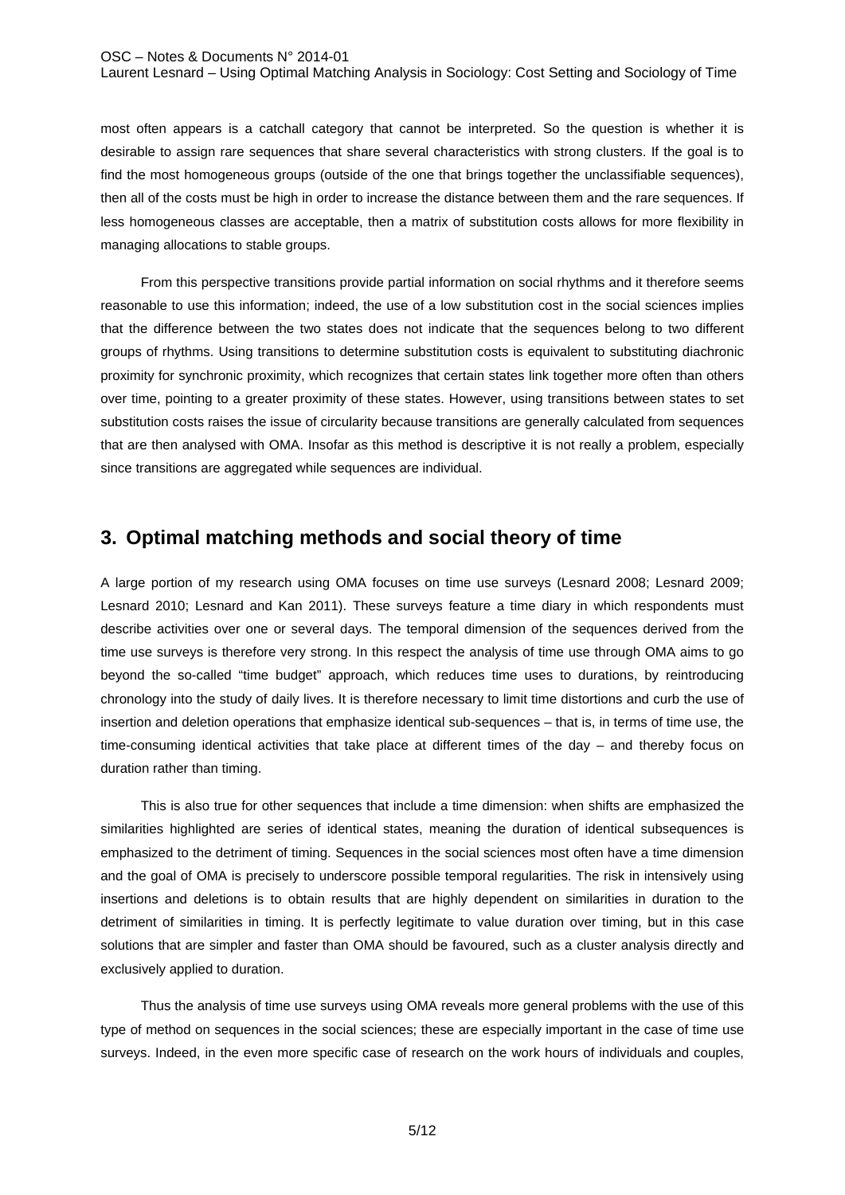most often appears is a catchall category that cannot be interpreted. So the question is whether it is desirable to assign rare sequences that share several characteristics with strong clusters. If the goal is to find the most homogeneous groups (outside of the one that brings together the unclassifiable sequences), then all of the costs must be high in order to increase the distance between them and the rare sequences. If less homogeneous classes are acceptable, then a matrix of substitution costs allows for more flexibility in managing allocations to stable groups.

From this perspective transitions provide partial information on social rhythms and it therefore seems reasonable to use this information; indeed, the use of a low substitution cost in the social sciences implies that the difference between the two states does not indicate that the sequences belong to two different groups of rhythms. Using transitions to determine substitution costs is equivalent to substituting diachronic proximity for synchronic proximity, which recognizes that certain states link together more often than others over time, pointing to a greater proximity of these states. However, using transitions between states to set substitution costs raises the issue of circularity because transitions are generally calculated from sequences that are then analysed with OMA. Insofar as this method is descriptive it is not really a problem, especially since transitions are aggregated while sequences are individual.

## 3. Optimal matching methods and social theory of time

A large portion of my research using OMA focuses on time use surveys (Lesnard 2008; Lesnard 2009; Lesnard 2010; Lesnard and Kan 2011). These surveys feature a time diary in which respondents must describe activities over one or several days. The temporal dimension of the sequences derived from the time use surveys is therefore very strong. In this respect the analysis of time use through OMA aims to go beyond the so-called "time budget" approach, which reduces time uses to durations, by reintroducing chronology into the study of daily lives. It is therefore necessary to limit time distortions and curb the use of insertion and deletion operations that emphasize identical sub-sequences – that is, in terms of time use, the time-consuming identical activities that take place at different times of the day – and thereby focus on duration rather than timing.

This is also true for other sequences that include a time dimension: when shifts are emphasized the similarities highlighted are series of identical states, meaning the duration of identical subsequences is emphasized to the detriment of timing. Sequences in the social sciences most often have a time dimension and the goal of OMA is precisely to underscore possible temporal regularities. The risk in intensively using insertions and deletions is to obtain results that are highly dependent on similarities in duration to the detriment of similarities in timing. It is perfectly legitimate to value duration over timing, but in this case solutions that are simpler and faster than OMA should be favoured, such as a cluster analysis directly and exclusively applied to duration.

Thus the analysis of time use surveys using OMA reveals more general problems with the use of this type of method on sequences in the social sciences; these are especially important in the case of time use surveys. Indeed, in the even more specific case of research on the work hours of individuals and couples,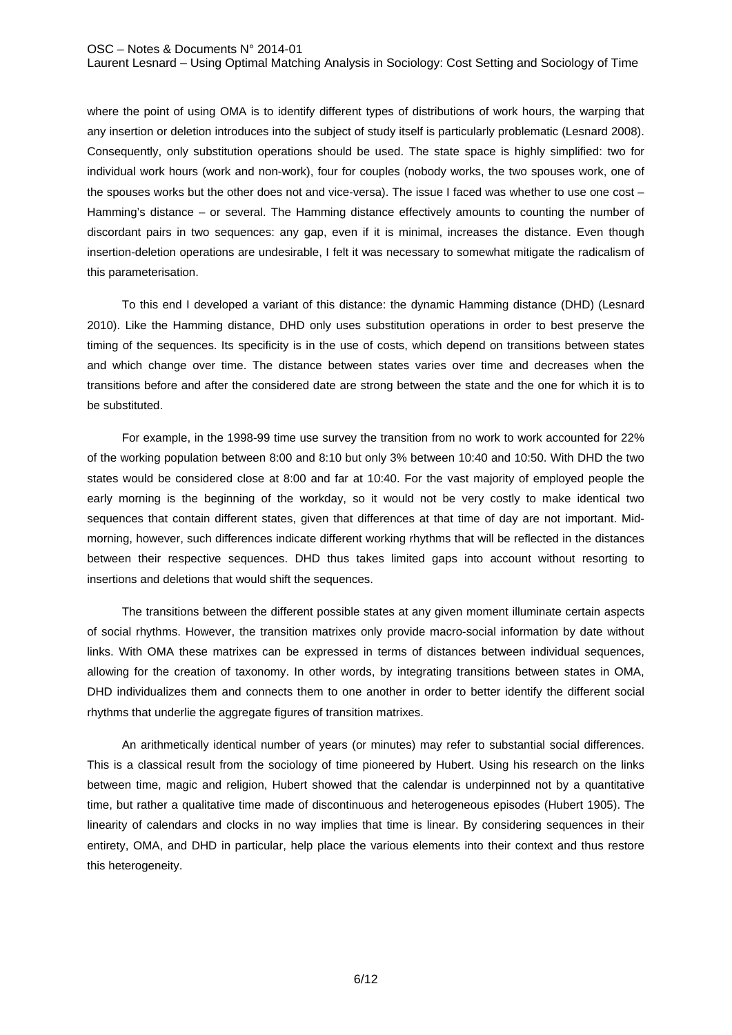where the point of using OMA is to identify different types of distributions of work hours, the warping that any insertion or deletion introduces into the subject of study itself is particularly problematic (Lesnard 2008). Consequently, only substitution operations should be used. The state space is highly simplified: two for individual work hours (work and non-work), four for couples (nobody works, the two spouses work, one of the spouses works but the other does not and vice-versa). The issue I faced was whether to use one cost – Hamming's distance – or several. The Hamming distance effectively amounts to counting the number of discordant pairs in two sequences: any gap, even if it is minimal, increases the distance. Even though insertion-deletion operations are undesirable, I felt it was necessary to somewhat mitigate the radicalism of this parameterisation.

To this end I developed a variant of this distance: the dynamic Hamming distance (DHD) (Lesnard 2010). Like the Hamming distance, DHD only uses substitution operations in order to best preserve the timing of the sequences. Its specificity is in the use of costs, which depend on transitions between states and which change over time. The distance between states varies over time and decreases when the transitions before and after the considered date are strong between the state and the one for which it is to be substituted.

For example, in the 1998-99 time use survey the transition from no work to work accounted for 22% of the working population between 8:00 and 8:10 but only 3% between 10:40 and 10:50. With DHD the two states would be considered close at 8:00 and far at 10:40. For the vast majority of employed people the early morning is the beginning of the workday, so it would not be very costly to make identical two sequences that contain different states, given that differences at that time of day are not important. Mid-morning, however, such differences indicate different working rhythms that will be reflected in the distances between their respective sequences. DHD thus takes limited gaps into account without resorting to insertions and deletions that would shift the sequences.

The transitions between the different possible states at any given moment illuminate certain aspects of social rhythms. However, the transition matrixes only provide macro-social information by date without links. With OMA these matrixes can be expressed in terms of distances between individual sequences, allowing for the creation of taxonomy. In other words, by integrating transitions between states in OMA, DHD individualizes them and connects them to one another in order to better identify the different social rhythms that underlie the aggregate figures of transition matrixes.

An arithmetically identical number of years (or minutes) may refer to substantial social differences. This is a classical result from the sociology of time pioneered by Hubert. Using his research on the links between time, magic and religion, Hubert showed that the calendar is underpinned not by a quantitative time, but rather a qualitative time made of discontinuous and heterogeneous episodes (Hubert 1905). The linearity of calendars and clocks in no way implies that time is linear. By considering sequences in their entirety, OMA, and DHD in particular, help place the various elements into their context and thus restore this heterogeneity.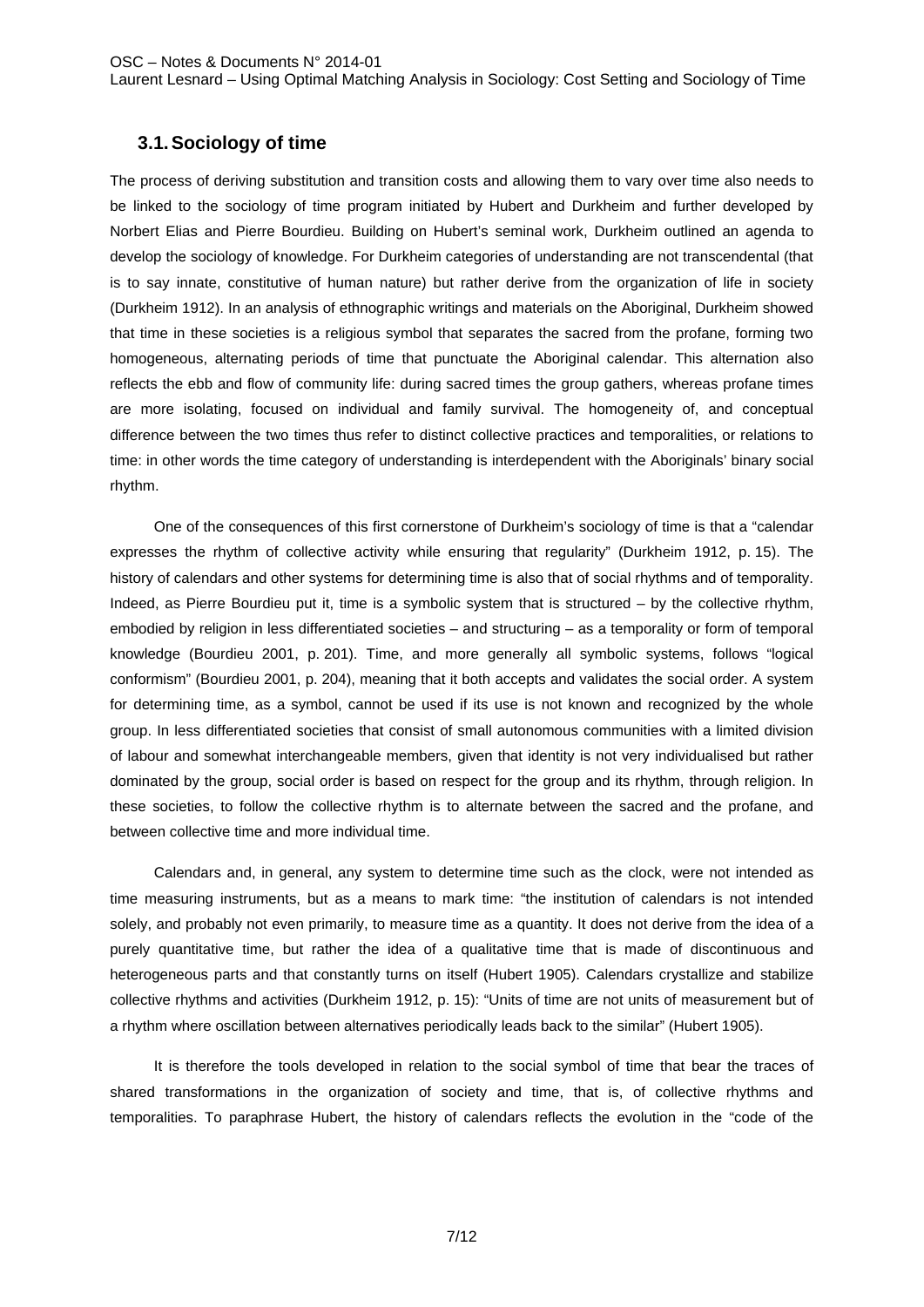## 3.1. Sociology of time

The process of deriving substitution and transition costs and allowing them to vary over time also needs to be linked to the sociology of time program initiated by Hubert and Durkheim and further developed by Norbert Elias and Pierre Bourdieu. Building on Hubert's seminal work, Durkheim outlined an agenda to develop the sociology of knowledge. For Durkheim categories of understanding are not transcendental (that is to say innate, constitutive of human nature) but rather derive from the organization of life in society (Durkheim 1912). In an analysis of ethnographic writings and materials on the Aboriginal, Durkheim showed that time in these societies is a religious symbol that separates the sacred from the profane, forming two homogeneous, alternating periods of time that punctuate the Aboriginal calendar. This alternation also reflects the ebb and flow of community life: during sacred times the group gathers, whereas profane times are more isolating, focused on individual and family survival. The homogeneity of, and conceptual difference between the two times thus refer to distinct collective practices and temporalities, or relations to time: in other words the time category of understanding is interdependent with the Aboriginals' binary social rhythm.

One of the consequences of this first cornerstone of Durkheim's sociology of time is that a "calendar expresses the rhythm of collective activity while ensuring that regularity" (Durkheim 1912, p. 15). The history of calendars and other systems for determining time is also that of social rhythms and of temporality. Indeed, as Pierre Bourdieu put it, time is a symbolic system that is structured – by the collective rhythm, embodied by religion in less differentiated societies – and structuring – as a temporality or form of temporal knowledge (Bourdieu 2001, p. 201). Time, and more generally all symbolic systems, follows "logical conformism" (Bourdieu 2001, p. 204), meaning that it both accepts and validates the social order. A system for determining time, as a symbol, cannot be used if its use is not known and recognized by the whole group. In less differentiated societies that consist of small autonomous communities with a limited division of labour and somewhat interchangeable members, given that identity is not very individualised but rather dominated by the group, social order is based on respect for the group and its rhythm, through religion. In these societies, to follow the collective rhythm is to alternate between the sacred and the profane, and between collective time and more individual time.

Calendars and, in general, any system to determine time such as the clock, were not intended as time measuring instruments, but as a means to mark time: "the institution of calendars is not intended solely, and probably not even primarily, to measure time as a quantity. It does not derive from the idea of a purely quantitative time, but rather the idea of a qualitative time that is made of discontinuous and heterogeneous parts and that constantly turns on itself (Hubert 1905). Calendars crystallize and stabilize collective rhythms and activities (Durkheim 1912, p. 15): "Units of time are not units of measurement but of a rhythm where oscillation between alternatives periodically leads back to the similar" (Hubert 1905).

It is therefore the tools developed in relation to the social symbol of time that bear the traces of shared transformations in the organization of society and time, that is, of collective rhythms and temporalities. To paraphrase Hubert, the history of calendars reflects the evolution in the "code of the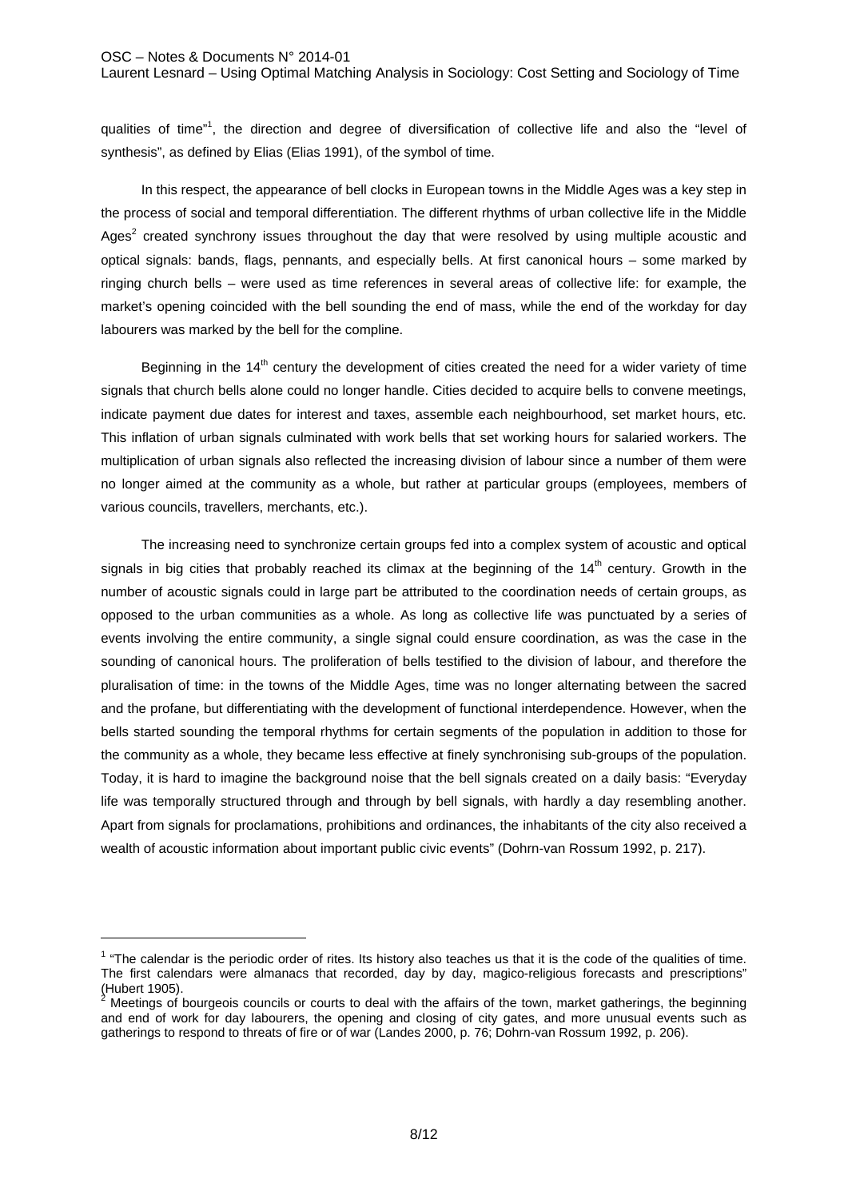qualities of time"[1], the direction and degree of diversification of collective life and also the "level of synthesis", as defined by Elias (Elias 1991), of the symbol of time.

In this respect, the appearance of bell clocks in European towns in the Middle Ages was a key step in the process of social and temporal differentiation. The different rhythms of urban collective life in the Middle Ages[2] created synchrony issues throughout the day that were resolved by using multiple acoustic and optical signals: bands, flags, pennants, and especially bells. At first canonical hours – some marked by ringing church bells – were used as time references in several areas of collective life: for example, the market's opening coincided with the bell sounding the end of mass, while the end of the workday for day labourers was marked by the bell for the compline.

Beginning in the 14th century the development of cities created the need for a wider variety of time signals that church bells alone could no longer handle. Cities decided to acquire bells to convene meetings, indicate payment due dates for interest and taxes, assemble each neighbourhood, set market hours, etc. This inflation of urban signals culminated with work bells that set working hours for salaried workers. The multiplication of urban signals also reflected the increasing division of labour since a number of them were no longer aimed at the community as a whole, but rather at particular groups (employees, members of various councils, travellers, merchants, etc.).

The increasing need to synchronize certain groups fed into a complex system of acoustic and optical signals in big cities that probably reached its climax at the beginning of the 14th century. Growth in the number of acoustic signals could in large part be attributed to the coordination needs of certain groups, as opposed to the urban communities as a whole. As long as collective life was punctuated by a series of events involving the entire community, a single signal could ensure coordination, as was the case in the sounding of canonical hours. The proliferation of bells testified to the division of labour, and therefore the pluralisation of time: in the towns of the Middle Ages, time was no longer alternating between the sacred and the profane, but differentiating with the development of functional interdependence. However, when the bells started sounding the temporal rhythms for certain segments of the population in addition to those for the community as a whole, they became less effective at finely synchronising sub-groups of the population. Today, it is hard to imagine the background noise that the bell signals created on a daily basis: "Everyday life was temporally structured through and through by bell signals, with hardly a day resembling another. Apart from signals for proclamations, prohibitions and ordinances, the inhabitants of the city also received a wealth of acoustic information about important public civic events" (Dohrn-van Rossum 1992, p. 217).

---

[1] "The calendar is the periodic order of rites. Its history also teaches us that it is the code of the qualities of time. The first calendars were almanacs that recorded, day by day, magico-religious forecasts and prescriptions" (Hubert 1905).

[2] Meetings of bourgeois councils or courts to deal with the affairs of the town, market gatherings, the beginning and end of work for day labourers, the opening and closing of city gates, and more unusual events such as gatherings to respond to threats of fire or of war (Landes 2000, p. 76; Dohrn-van Rossum 1992, p. 206).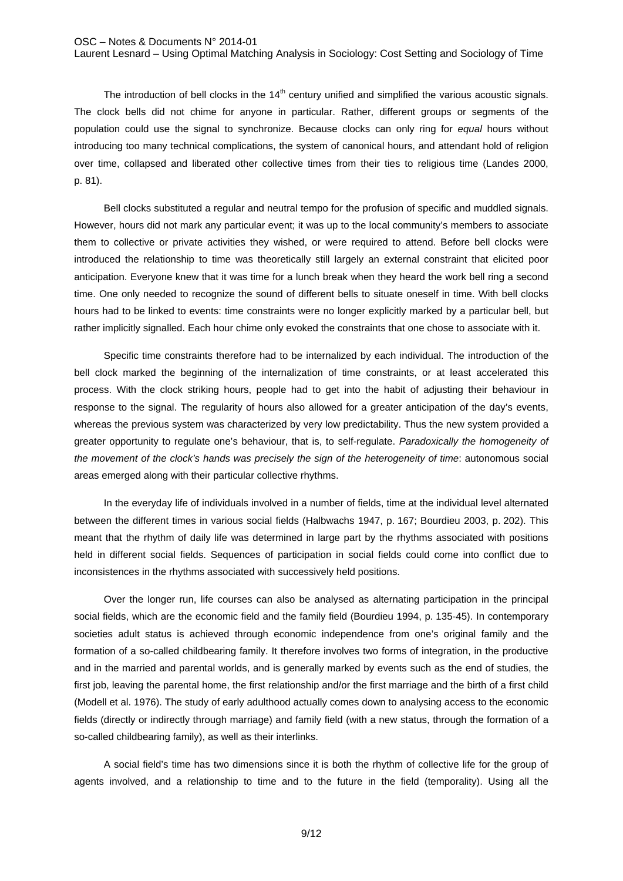The introduction of bell clocks in the 14th century unified and simplified the various acoustic signals. The clock bells did not chime for anyone in particular. Rather, different groups or segments of the population could use the signal to synchronize. Because clocks can only ring for *equal* hours without introducing too many technical complications, the system of canonical hours, and attendant hold of religion over time, collapsed and liberated other collective times from their ties to religious time (Landes 2000, p. 81).

Bell clocks substituted a regular and neutral tempo for the profusion of specific and muddled signals. However, hours did not mark any particular event; it was up to the local community's members to associate them to collective or private activities they wished, or were required to attend. Before bell clocks were introduced the relationship to time was theoretically still largely an external constraint that elicited poor anticipation. Everyone knew that it was time for a lunch break when they heard the work bell ring a second time. One only needed to recognize the sound of different bells to situate oneself in time. With bell clocks hours had to be linked to events: time constraints were no longer explicitly marked by a particular bell, but rather implicitly signalled. Each hour chime only evoked the constraints that one chose to associate with it.

Specific time constraints therefore had to be internalized by each individual. The introduction of the bell clock marked the beginning of the internalization of time constraints, or at least accelerated this process. With the clock striking hours, people had to get into the habit of adjusting their behaviour in response to the signal. The regularity of hours also allowed for a greater anticipation of the day's events, whereas the previous system was characterized by very low predictability. Thus the new system provided a greater opportunity to regulate one's behaviour, that is, to self-regulate. *Paradoxically the homogeneity of the movement of the clock's hands was precisely the sign of the heterogeneity of time*: autonomous social areas emerged along with their particular collective rhythms.

In the everyday life of individuals involved in a number of fields, time at the individual level alternated between the different times in various social fields (Halbwachs 1947, p. 167; Bourdieu 2003, p. 202). This meant that the rhythm of daily life was determined in large part by the rhythms associated with positions held in different social fields. Sequences of participation in social fields could come into conflict due to inconsistences in the rhythms associated with successively held positions.

Over the longer run, life courses can also be analysed as alternating participation in the principal social fields, which are the economic field and the family field (Bourdieu 1994, p. 135-45). In contemporary societies adult status is achieved through economic independence from one's original family and the formation of a so-called childbearing family. It therefore involves two forms of integration, in the productive and in the married and parental worlds, and is generally marked by events such as the end of studies, the first job, leaving the parental home, the first relationship and/or the first marriage and the birth of a first child (Modell et al. 1976). The study of early adulthood actually comes down to analysing access to the economic fields (directly or indirectly through marriage) and family field (with a new status, through the formation of a so-called childbearing family), as well as their interlinks.

A social field's time has two dimensions since it is both the rhythm of collective life for the group of agents involved, and a relationship to time and to the future in the field (temporality). Using all the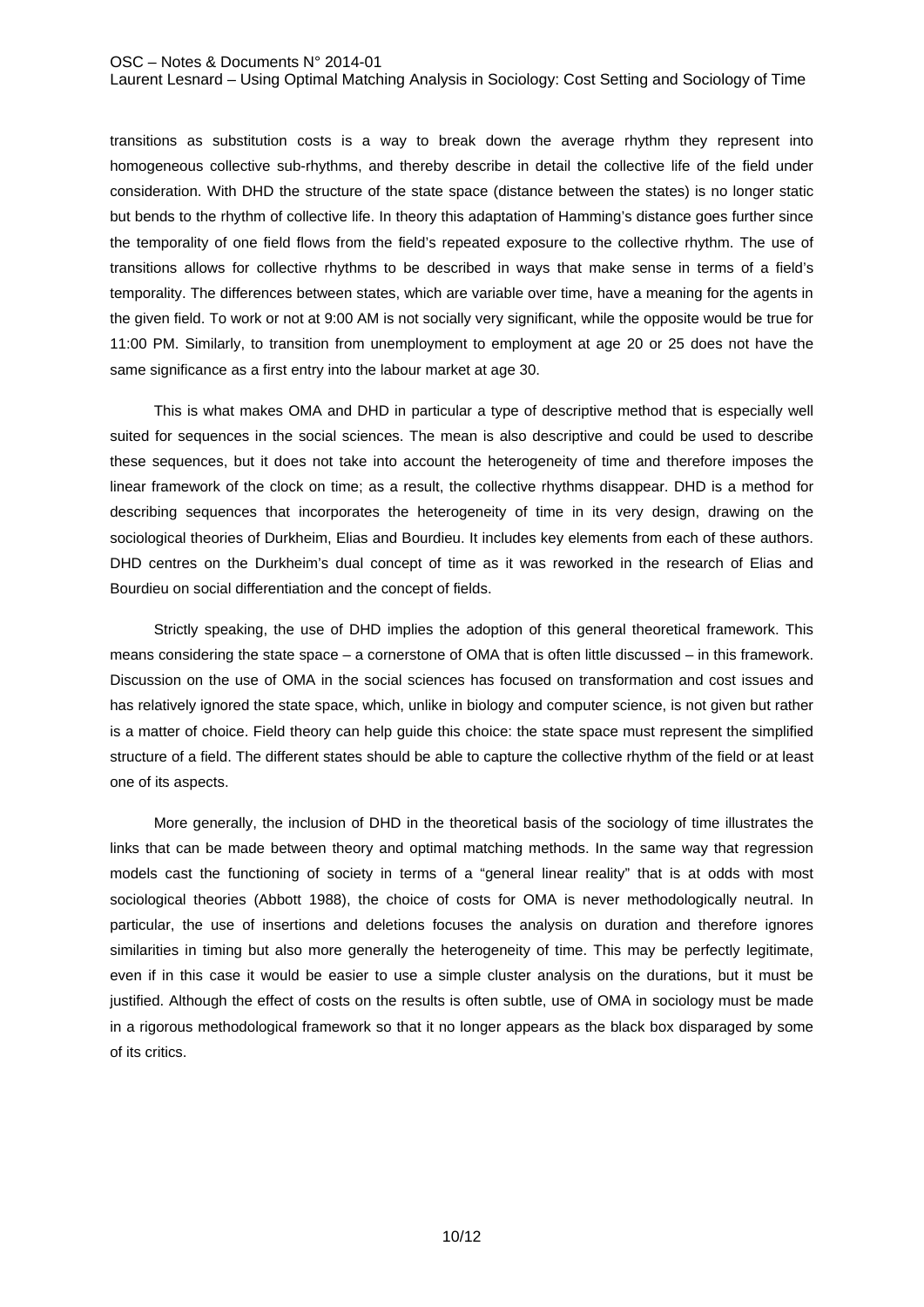transitions as substitution costs is a way to break down the average rhythm they represent into homogeneous collective sub-rhythms, and thereby describe in detail the collective life of the field under consideration. With DHD the structure of the state space (distance between the states) is no longer static but bends to the rhythm of collective life. In theory this adaptation of Hamming's distance goes further since the temporality of one field flows from the field's repeated exposure to the collective rhythm. The use of transitions allows for collective rhythms to be described in ways that make sense in terms of a field's temporality. The differences between states, which are variable over time, have a meaning for the agents in the given field. To work or not at 9:00 AM is not socially very significant, while the opposite would be true for 11:00 PM. Similarly, to transition from unemployment to employment at age 20 or 25 does not have the same significance as a first entry into the labour market at age 30.

This is what makes OMA and DHD in particular a type of descriptive method that is especially well suited for sequences in the social sciences. The mean is also descriptive and could be used to describe these sequences, but it does not take into account the heterogeneity of time and therefore imposes the linear framework of the clock on time; as a result, the collective rhythms disappear. DHD is a method for describing sequences that incorporates the heterogeneity of time in its very design, drawing on the sociological theories of Durkheim, Elias and Bourdieu. It includes key elements from each of these authors. DHD centres on the Durkheim's dual concept of time as it was reworked in the research of Elias and Bourdieu on social differentiation and the concept of fields.

Strictly speaking, the use of DHD implies the adoption of this general theoretical framework. This means considering the state space – a cornerstone of OMA that is often little discussed – in this framework. Discussion on the use of OMA in the social sciences has focused on transformation and cost issues and has relatively ignored the state space, which, unlike in biology and computer science, is not given but rather is a matter of choice. Field theory can help guide this choice: the state space must represent the simplified structure of a field. The different states should be able to capture the collective rhythm of the field or at least one of its aspects.

More generally, the inclusion of DHD in the theoretical basis of the sociology of time illustrates the links that can be made between theory and optimal matching methods. In the same way that regression models cast the functioning of society in terms of a "general linear reality" that is at odds with most sociological theories (Abbott 1988), the choice of costs for OMA is never methodologically neutral. In particular, the use of insertions and deletions focuses the analysis on duration and therefore ignores similarities in timing but also more generally the heterogeneity of time. This may be perfectly legitimate, even if in this case it would be easier to use a simple cluster analysis on the durations, but it must be justified. Although the effect of costs on the results is often subtle, use of OMA in sociology must be made in a rigorous methodological framework so that it no longer appears as the black box disparaged by some of its critics.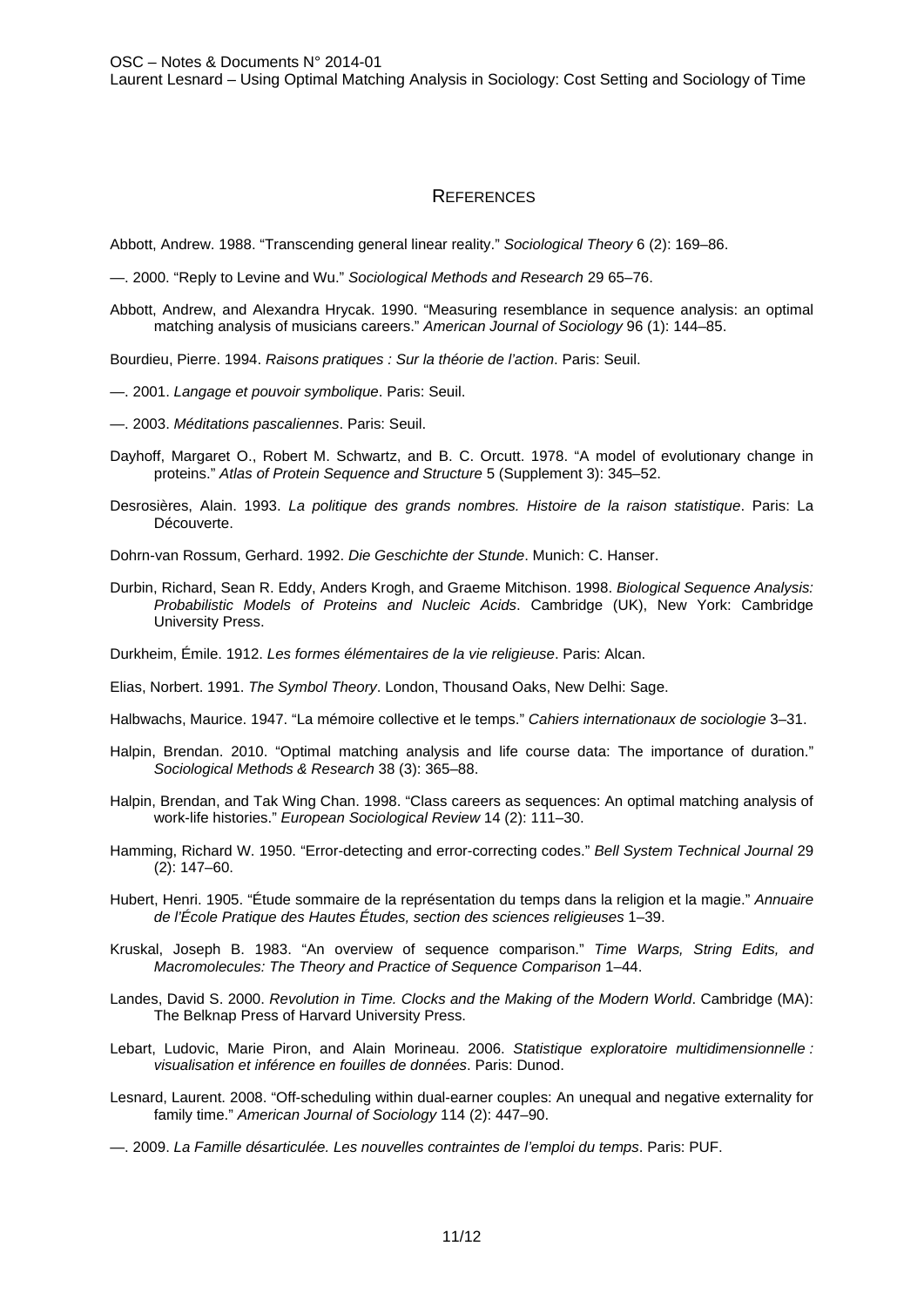## References

Abbott, Andrew. 1988. “Transcending general linear reality.” *Sociological Theory* 6 (2): 169–86.

—. 2000. “Reply to Levine and Wu.” *Sociological Methods and Research* 29 65–76.

Abbott, Andrew, and Alexandra Hrycak. 1990. “Measuring resemblance in sequence analysis: an optimal matching analysis of musicians careers.” *American Journal of Sociology* 96 (1): 144–85.

Bourdieu, Pierre. 1994. *Raisons pratiques : Sur la théorie de l’action*. Paris: Seuil.

—. 2001. *Langage et pouvoir symbolique*. Paris: Seuil.

—. 2003. *Méditations pascaliennes*. Paris: Seuil.

Dayhoff, Margaret O., Robert M. Schwartz, and B. C. Orcutt. 1978. “A model of evolutionary change in proteins.” *Atlas of Protein Sequence and Structure* 5 (Supplement 3): 345–52.

Desrosières, Alain. 1993. *La politique des grands nombres. Histoire de la raison statistique*. Paris: La Découverte.

Dohrn-van Rossum, Gerhard. 1992. *Die Geschichte der Stunde*. Munich: C. Hanser.

Durbin, Richard, Sean R. Eddy, Anders Krogh, and Graeme Mitchison. 1998. *Biological Sequence Analysis: Probabilistic Models of Proteins and Nucleic Acids*. Cambridge (UK), New York: Cambridge University Press.

Durkheim, Émile. 1912. *Les formes élémentaires de la vie religieuse*. Paris: Alcan.

Elias, Norbert. 1991. *The Symbol Theory*. London, Thousand Oaks, New Delhi: Sage.

Halbwachs, Maurice. 1947. “La mémoire collective et le temps.” *Cahiers internationaux de sociologie* 3–31.

Halpin, Brendan. 2010. “Optimal matching analysis and life course data: The importance of duration.” *Sociological Methods & Research* 38 (3): 365–88.

Halpin, Brendan, and Tak Wing Chan. 1998. “Class careers as sequences: An optimal matching analysis of work-life histories.” *European Sociological Review* 14 (2): 111–30.

Hamming, Richard W. 1950. “Error-detecting and error-correcting codes.” *Bell System Technical Journal* 29 (2): 147–60.

Hubert, Henri. 1905. “Étude sommaire de la représentation du temps dans la religion et la magie.” *Annuaire de l’École Pratique des Hautes Études, section des sciences religieuses* 1–39.

Kruskal, Joseph B. 1983. “An overview of sequence comparison.” *Time Warps, String Edits, and Macromolecules: The Theory and Practice of Sequence Comparison* 1–44.

Landes, David S. 2000. *Revolution in Time. Clocks and the Making of the Modern World*. Cambridge (MA): The Belknap Press of Harvard University Press.

Lebart, Ludovic, Marie Piron, and Alain Morineau. 2006. *Statistique exploratoire multidimensionnelle : visualisation et inférence en fouilles de données*. Paris: Dunod.

Lesnard, Laurent. 2008. “Off-scheduling within dual-earner couples: An unequal and negative externality for family time.” *American Journal of Sociology* 114 (2): 447–90.

—. 2009. *La Famille désarticulée. Les nouvelles contraintes de l’emploi du temps*. Paris: PUF.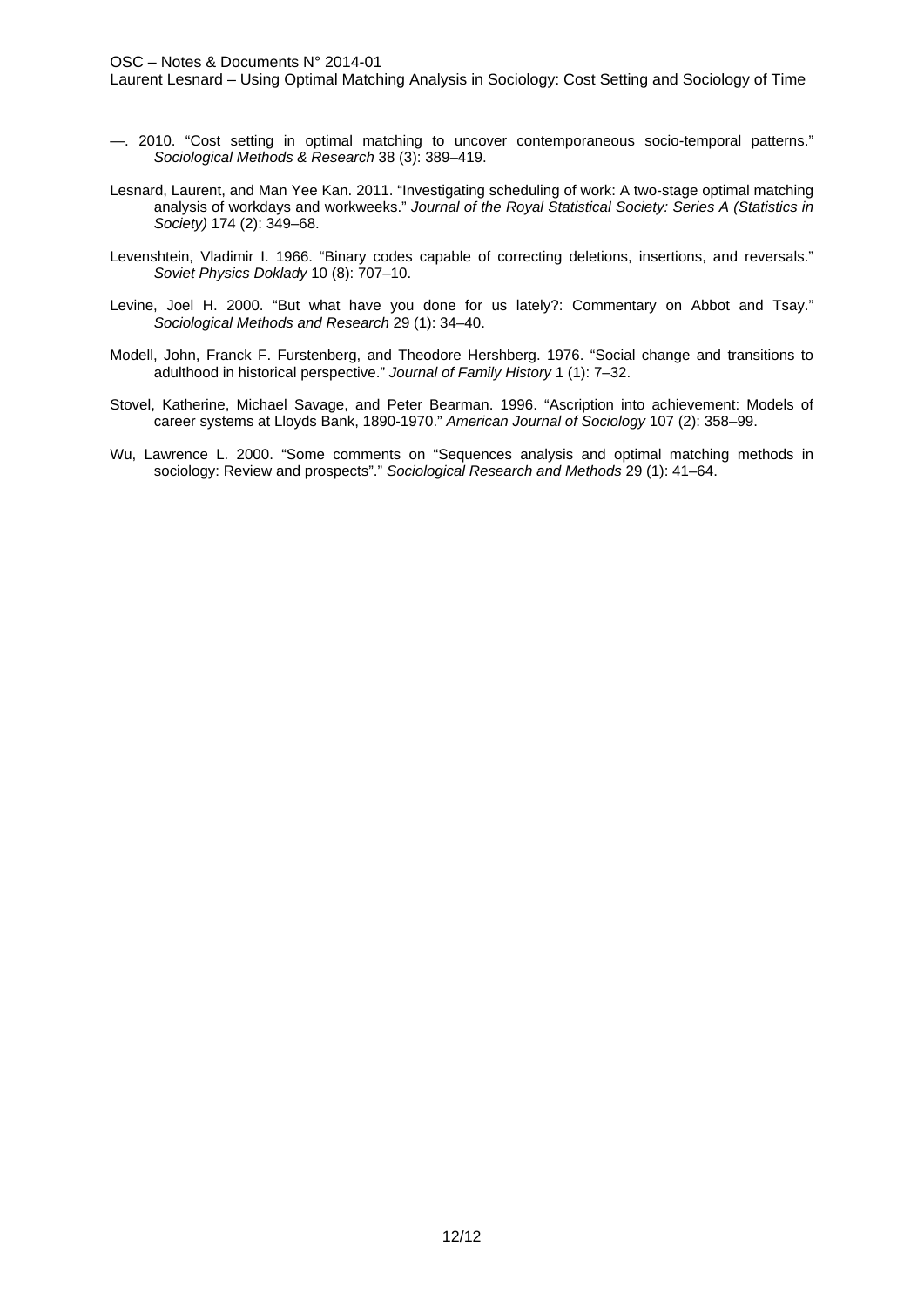—. 2010. “Cost setting in optimal matching to uncover contemporaneous socio-temporal patterns.” *Sociological Methods & Research* 38 (3): 389–419.

Lesnard, Laurent, and Man Yee Kan. 2011. “Investigating scheduling of work: A two-stage optimal matching analysis of workdays and workweeks.” *Journal of the Royal Statistical Society: Series A (Statistics in Society)* 174 (2): 349–68.

Levenshtein, Vladimir I. 1966. “Binary codes capable of correcting deletions, insertions, and reversals.” *Soviet Physics Doklady* 10 (8): 707–10.

Levine, Joel H. 2000. “But what have you done for us lately?: Commentary on Abbot and Tsay.” *Sociological Methods and Research* 29 (1): 34–40.

Modell, John, Franck F. Furstenberg, and Theodore Hershberg. 1976. “Social change and transitions to adulthood in historical perspective.” *Journal of Family History* 1 (1): 7–32.

Stovel, Katherine, Michael Savage, and Peter Bearman. 1996. “Ascription into achievement: Models of career systems at Lloyds Bank, 1890-1970.” *American Journal of Sociology* 107 (2): 358–99.

Wu, Lawrence L. 2000. “Some comments on “Sequences analysis and optimal matching methods in sociology: Review and prospects”.” *Sociological Research and Methods* 29 (1): 41–64.